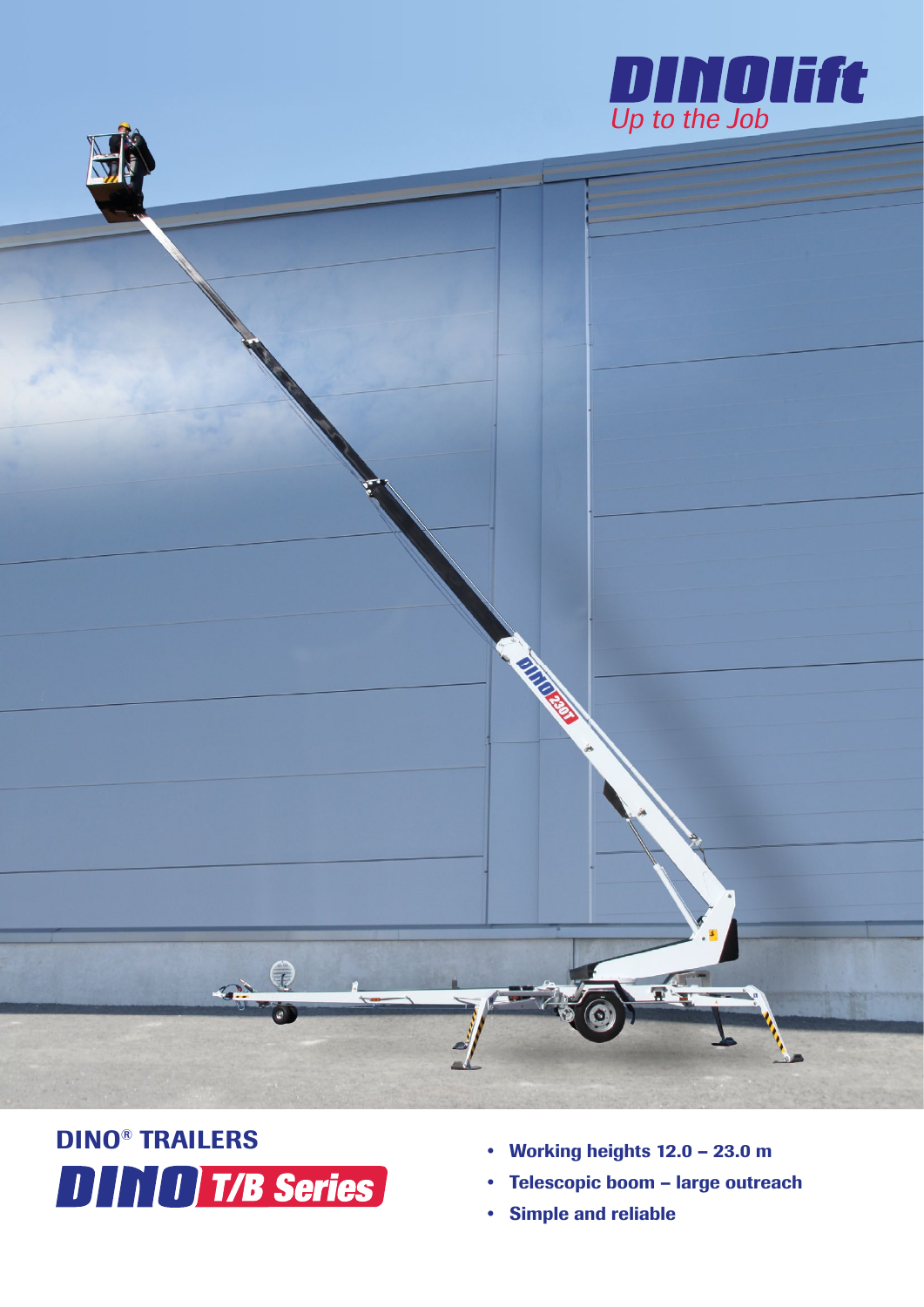DINOlift

*Up to the Job*

## DINO® TRAILERS

# DINO T/B Series

- **Working heights 12.0 – 23.0 m**
- **Telescopic boom – large outreach**
- **Simple and reliable**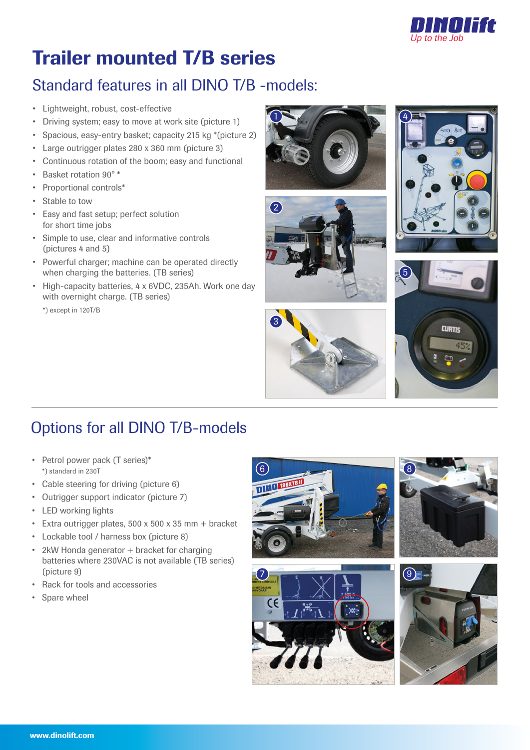# Trailer mounted T/B series

## Standard features in all DINO T/B -models:

- Lightweight, robust, cost-effective
- Driving system; easy to move at work site (picture 1)
- Spacious, easy-entry basket; capacity 215 kg *(picture 2)
- Large outrigger plates 280 x 360 mm (picture 3)
- Continuous rotation of the boom; easy and functional
- Basket rotation 90° *
- Proportional controls*
- Stable to tow
- Easy and fast setup; perfect solution for short time jobs
- Simple to use, clear and informative controls (pictures 4 and 5)
- Powerful charger; machine can be operated directly when charging the batteries. (TB series)
- High-capacity batteries, 4 x 6VDC, 235Ah. Work one day with overnight charge. (TB series)

*) except in 120T/B

## Options for all DINO T/B-models

- Petrol power pack (T series)*
  *) standard in 230T
- Cable steering for driving (picture 6)
- Outrigger support indicator (picture 7)
- LED working lights
- Extra outrigger plates, 500 x 500 x 35 mm + bracket
- Lockable tool / harness box (picture 8)
- 2kW Honda generator + bracket for charging batteries where 230VAC is not available (TB series) (picture 9)
- Rack for tools and accessories
- Spare wheel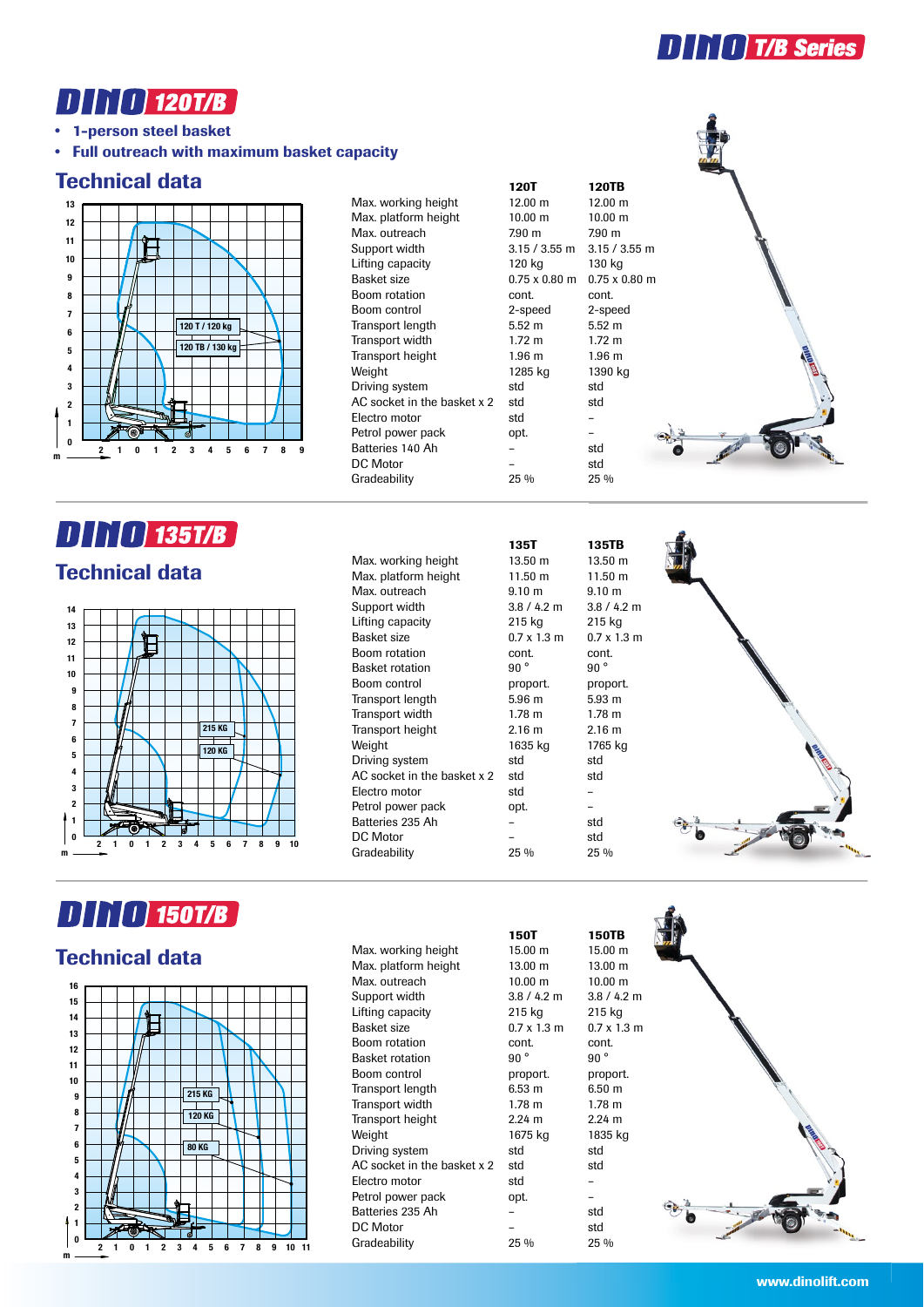# DINO 120T/B

- **1-person steel basket**
- **Full outreach with maximum basket capacity**

## Technical data

| | 120T | 120TB |
|---|---|---|
| Max. working height | 12.00 m | 12.00 m |
| Max. platform height | 10.00 m | 10.00 m |
| Max. outreach | 7.90 m | 7.90 m |
| Support width | 3.15 / 3.55 m | 3.15 / 3.55 m |
| Lifting capacity | 120 kg | 130 kg |
| Basket size | 0.75 x 0.80 m | 0.75 x 0.80 m |
| Boom rotation | cont. | cont. |
| Boom control | 2-speed | 2-speed |
| Transport length | 5.52 m | 5.52 m |
| Transport width | 1.72 m | 1.72 m |
| Transport height | 1.96 m | 1.96 m |
| Weight | 1285 kg | 1390 kg |
| Driving system | std | std |
| AC socket in the basket x 2 | std | std |
| Electro motor | std | – |
| Petrol power pack | opt. | – |
| Batteries 140 Ah | – | std |
| DC Motor | – | std |
| Gradeability | 25 % | 25 % |

# DINO 135T/B

## Technical data

| | 135T | 135TB |
|---|---|---|
| Max. working height | 13.50 m | 13.50 m |
| Max. platform height | 11.50 m | 11.50 m |
| Max. outreach | 9.10 m | 9.10 m |
| Support width | 3.8 / 4.2 m | 3.8 / 4.2 m |
| Lifting capacity | 215 kg | 215 kg |
| Basket size | 0.7 x 1.3 m | 0.7 x 1.3 m |
| Boom rotation | cont. | cont. |
| Basket rotation | 90 ° | 90 ° |
| Boom control | proport. | proport. |
| Transport length | 5.96 m | 5.93 m |
| Transport width | 1.78 m | 1.78 m |
| Transport height | 2.16 m | 2.16 m |
| Weight | 1635 kg | 1765 kg |
| Driving system | std | std |
| AC socket in the basket x 2 | std | std |
| Electro motor | std | – |
| Petrol power pack | opt. | – |
| Batteries 235 Ah | – | std |
| DC Motor | – | std |
| Gradeability | 25 % | 25 % |

# DINO 150T/B

## Technical data

| | 150T | 150TB |
|---|---|---|
| Max. working height | 15.00 m | 15.00 m |
| Max. platform height | 13.00 m | 13.00 m |
| Max. outreach | 10.00 m | 10.00 m |
| Support width | 3.8 / 4.2 m | 3.8 / 4.2 m |
| Lifting capacity | 215 kg | 215 kg |
| Basket size | 0.7 x 1.3 m | 0.7 x 1.3 m |
| Boom rotation | cont. | cont. |
| Basket rotation | 90 ° | 90 ° |
| Boom control | proport. | proport. |
| Transport length | 6.53 m | 6.50 m |
| Transport width | 1.78 m | 1.78 m |
| Transport height | 2.24 m | 2.24 m |
| Weight | 1675 kg | 1835 kg |
| Driving system | std | std |
| AC socket in the basket x 2 | std | std |
| Electro motor | std | – |
| Petrol power pack | opt. | – |
| Batteries 235 Ah | – | std |
| DC Motor | – | std |
| Gradeability | 25 % | 25 % |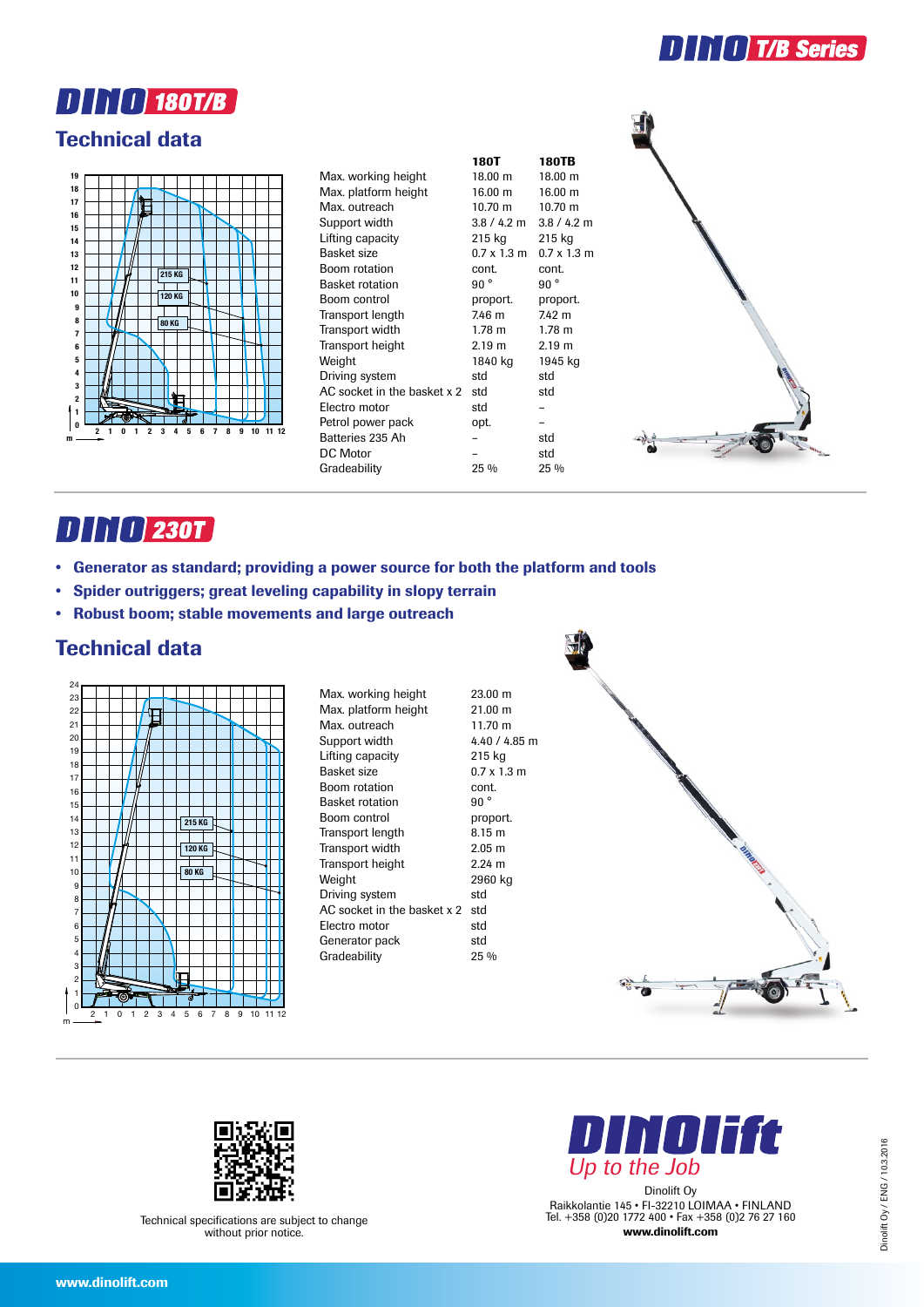DINO T/B Series

# DINO 180T/B

## Technical data

19
18
17
16
15
14
13
12
11
10
9
8
7
6
5
4
3
2
1
0
m
2 1 0 1 2 3 4 5 6 7 8 9 10 11 12
215 KG
120 KG
80 KG

| | 180T | 180TB |
|---|---|---|
| Max. working height | 18.00 m | 18.00 m |
| Max. platform height | 16.00 m | 16.00 m |
| Max. outreach | 10.70 m | 10.70 m |
| Support width | 3.8 / 4.2 m | 3.8 / 4.2 m |
| Lifting capacity | 215 kg | 215 kg |
| Basket size | 0.7 x 1.3 m | 0.7 x 1.3 m |
| Boom rotation | cont. | cont. |
| Basket rotation | 90 ° | 90 ° |
| Boom control | proport. | proport. |
| Transport length | 7.46 m | 7.42 m |
| Transport width | 1.78 m | 1.78 m |
| Transport height | 2.19 m | 2.19 m |
| Weight | 1840 kg | 1945 kg |
| Driving system | std | std |
| AC socket in the basket x 2 | std | std |
| Electro motor | std | – |
| Petrol power pack | opt. | – |
| Batteries 235 Ah | – | std |
| DC Motor | – | std |
| Gradeability | 25 % | 25 % |

# DINO 230T

- **Generator as standard; providing a power source for both the platform and tools**
- **Spider outriggers; great leveling capability in slopy terrain**
- **Robust boom; stable movements and large outreach**

## Technical data

24
23
22
21
20
19
18
17
16
15
14
13
12
11
10
9
8
7
6
5
4
3
2
1
0
m
2 1 0 1 2 3 4 5 6 7 8 9 10 11 12
215 KG
120 KG
80 KG

| | |
|---|---|
| Max. working height | 23.00 m |
| Max. platform height | 21.00 m |
| Max. outreach | 11.70 m |
| Support width | 4.40 / 4.85 m |
| Lifting capacity | 215 kg |
| Basket size | 0.7 x 1.3 m |
| Boom rotation | cont. |
| Basket rotation | 90 ° |
| Boom control | proport. |
| Transport length | 8.15 m |
| Transport width | 2.05 m |
| Transport height | 2.24 m |
| Weight | 2960 kg |
| Driving system | std |
| AC socket in the basket x 2 | std |
| Electro motor | std |
| Generator pack | std |
| Gradeability | 25 % |

Technical specifications are subject to change without prior notice.

DINOlift
*Up to the Job*

Dinolift Oy
Raikkolantie 145 • FI-32210 LOIMAA • FINLAND
Tel. +358 (0)20 1772 400 • Fax +358 (0)2 76 27 160
**www.dinolift.com**

Dinolift Oy / ENG / 10.3.2016

**www.dinolift.com**